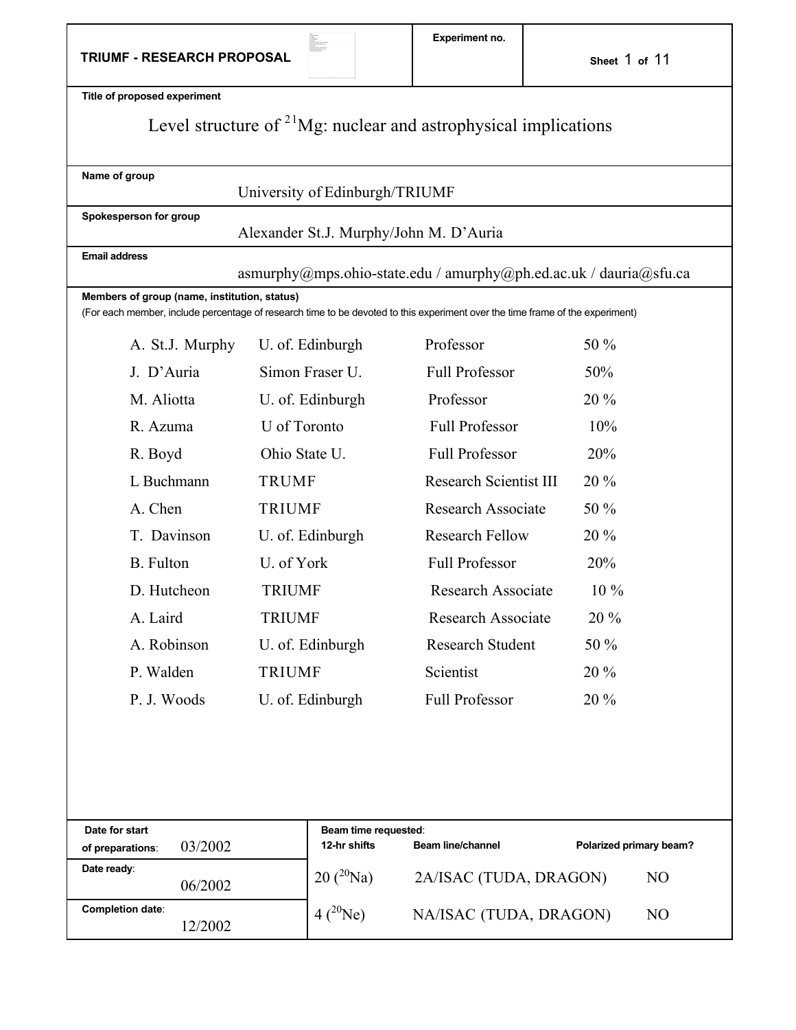**TRIUMF - RESEARCH PROPOSAL**

**Experiment no.**

Sheet 1 of 11

**Title of proposed experiment**

# Level structure of $^{21}$Mg: nuclear and astrophysical implications

**Name of group**

University of Edinburgh/TRIUMF

**Spokesperson for group**

Alexander St.J. Murphy/John M. D'Auria

**Email address**

asmurphy@mps.ohio-state.edu / amurphy@ph.ed.ac.uk / dauria@sfu.ca

**Members of group (name, institution, status)**

(For each member, include percentage of research time to be devoted to this experiment over the time frame of the experiment)

| Name | Institution | Status | % |
|---|---|---|---|
| A. St.J. Murphy | U. of. Edinburgh | Professor | 50 % |
| J. D'Auria | Simon Fraser U. | Full Professor | 50% |
| M. Aliotta | U. of. Edinburgh | Professor | 20 % |
| R. Azuma | U of Toronto | Full Professor | 10% |
| R. Boyd | Ohio State U. | Full Professor | 20% |
| L Buchmann | TRUMF | Research Scientist III | 20 % |
| A. Chen | TRIUMF | Research Associate | 50 % |
| T. Davinson | U. of. Edinburgh | Research Fellow | 20 % |
| B. Fulton | U. of York | Full Professor | 20% |
| D. Hutcheon | TRIUMF | Research Associate | 10 % |
| A. Laird | TRIUMF | Research Associate | 20 % |
| A. Robinson | U. of. Edinburgh | Research Student | 50 % |
| P. Walden | TRIUMF | Scientist | 20 % |
| P. J. Woods | U. of. Edinburgh | Full Professor | 20 % |

| Date for start of preparations: 03/2002 | Beam time requested: 12-hr shifts | Beam line/channel | Polarized primary beam? |
|---|---|---|---|
| Date ready: 06/2002 | 20 ($^{20}$Na) | 2A/ISAC (TUDA, DRAGON) | NO |
| Completion date: 12/2002 | 4 ($^{20}$Ne) | NA/ISAC (TUDA, DRAGON) | NO |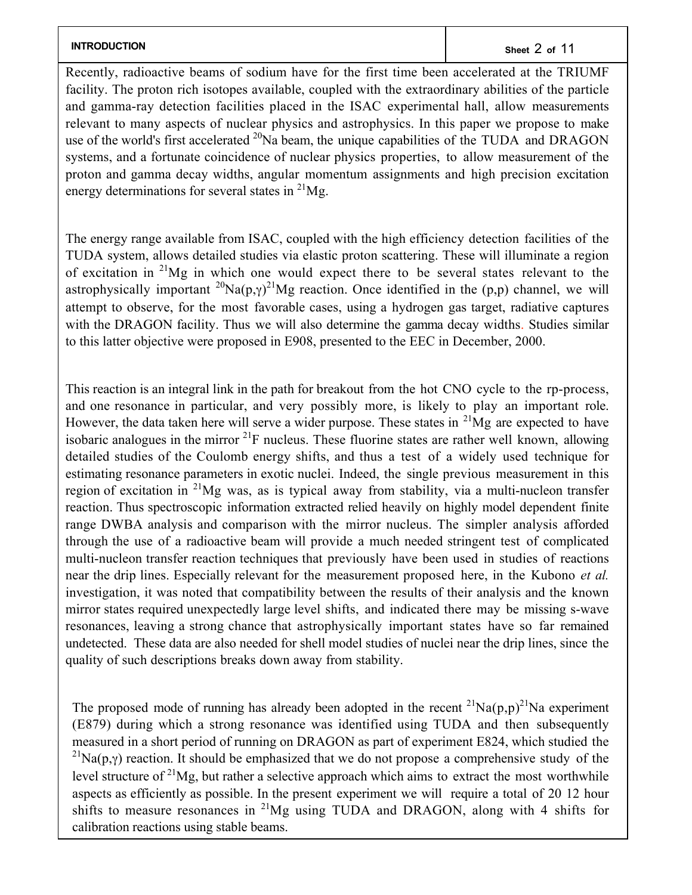## INTRODUCTION

Recently, radioactive beams of sodium have for the first time been accelerated at the TRIUMF facility. The proton rich isotopes available, coupled with the extraordinary abilities of the particle and gamma-ray detection facilities placed in the ISAC experimental hall, allow measurements relevant to many aspects of nuclear physics and astrophysics. In this paper we propose to make use of the world's first accelerated $^{20}$Na beam, the unique capabilities of the TUDA and DRAGON systems, and a fortunate coincidence of nuclear physics properties, to allow measurement of the proton and gamma decay widths, angular momentum assignments and high precision excitation energy determinations for several states in $^{21}$Mg.

The energy range available from ISAC, coupled with the high efficiency detection facilities of the TUDA system, allows detailed studies via elastic proton scattering. These will illuminate a region of excitation in $^{21}$Mg in which one would expect there to be several states relevant to the astrophysically important $^{20}$Na(p,$\gamma$)$^{21}$Mg reaction. Once identified in the (p,p) channel, we will attempt to observe, for the most favorable cases, using a hydrogen gas target, radiative captures with the DRAGON facility. Thus we will also determine the gamma decay widths. Studies similar to this latter objective were proposed in E908, presented to the EEC in December, 2000.

This reaction is an integral link in the path for breakout from the hot CNO cycle to the rp-process, and one resonance in particular, and very possibly more, is likely to play an important role. However, the data taken here will serve a wider purpose. These states in $^{21}$Mg are expected to have isobaric analogues in the mirror $^{21}$F nucleus. These fluorine states are rather well known, allowing detailed studies of the Coulomb energy shifts, and thus a test of a widely used technique for estimating resonance parameters in exotic nuclei. Indeed, the single previous measurement in this region of excitation in $^{21}$Mg was, as is typical away from stability, via a multi-nucleon transfer reaction. Thus spectroscopic information extracted relied heavily on highly model dependent finite range DWBA analysis and comparison with the mirror nucleus. The simpler analysis afforded through the use of a radioactive beam will provide a much needed stringent test of complicated multi-nucleon transfer reaction techniques that previously have been used in studies of reactions near the drip lines. Especially relevant for the measurement proposed here, in the Kubono *et al.* investigation, it was noted that compatibility between the results of their analysis and the known mirror states required unexpectedly large level shifts, and indicated there may be missing s-wave resonances, leaving a strong chance that astrophysically important states have so far remained undetected. These data are also needed for shell model studies of nuclei near the drip lines, since the quality of such descriptions breaks down away from stability.

The proposed mode of running has already been adopted in the recent $^{21}$Na(p,p)$^{21}$Na experiment (E879) during which a strong resonance was identified using TUDA and then subsequently measured in a short period of running on DRAGON as part of experiment E824, which studied the $^{21}$Na(p,$\gamma$) reaction. It should be emphasized that we do not propose a comprehensive study of the level structure of $^{21}$Mg, but rather a selective approach which aims to extract the most worthwhile aspects as efficiently as possible. In the present experiment we will require a total of 20 12 hour shifts to measure resonances in $^{21}$Mg using TUDA and DRAGON, along with 4 shifts for calibration reactions using stable beams.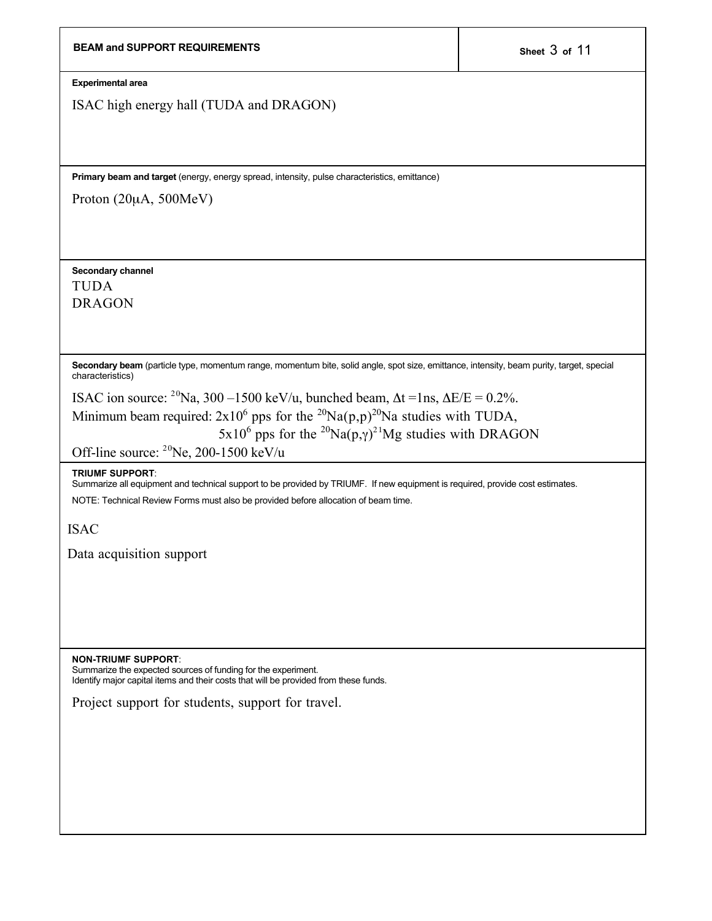## BEAM and SUPPORT REQUIREMENTS

**Experimental area**

ISAC high energy hall (TUDA and DRAGON)

**Primary beam and target** (energy, energy spread, intensity, pulse characteristics, emittance)

Proton (20μA, 500MeV)

**Secondary channel**

TUDA
DRAGON

**Secondary beam** (particle type, momentum range, momentum bite, solid angle, spot size, emittance, intensity, beam purity, target, special characteristics)

ISAC ion source: $^{20}$Na, 300 –1500 keV/u, bunched beam, $\Delta t$ =1ns, $\Delta E/E$ = 0.2%.
Minimum beam required: $2 \times 10^{6}$ pps for the $^{20}$Na(p,p)$^{20}$Na studies with TUDA,
$5 \times 10^{6}$ pps for the $^{20}$Na(p,$\gamma$)$^{21}$Mg studies with DRAGON
Off-line source: $^{20}$Ne, 200-1500 keV/u

**TRIUMF SUPPORT**:
Summarize all equipment and technical support to be provided by TRIUMF. If new equipment is required, provide cost estimates.
NOTE: Technical Review Forms must also be provided before allocation of beam time.

ISAC

Data acquisition support

**NON-TRIUMF SUPPORT**:
Summarize the expected sources of funding for the experiment.
Identify major capital items and their costs that will be provided from these funds.

Project support for students, support for travel.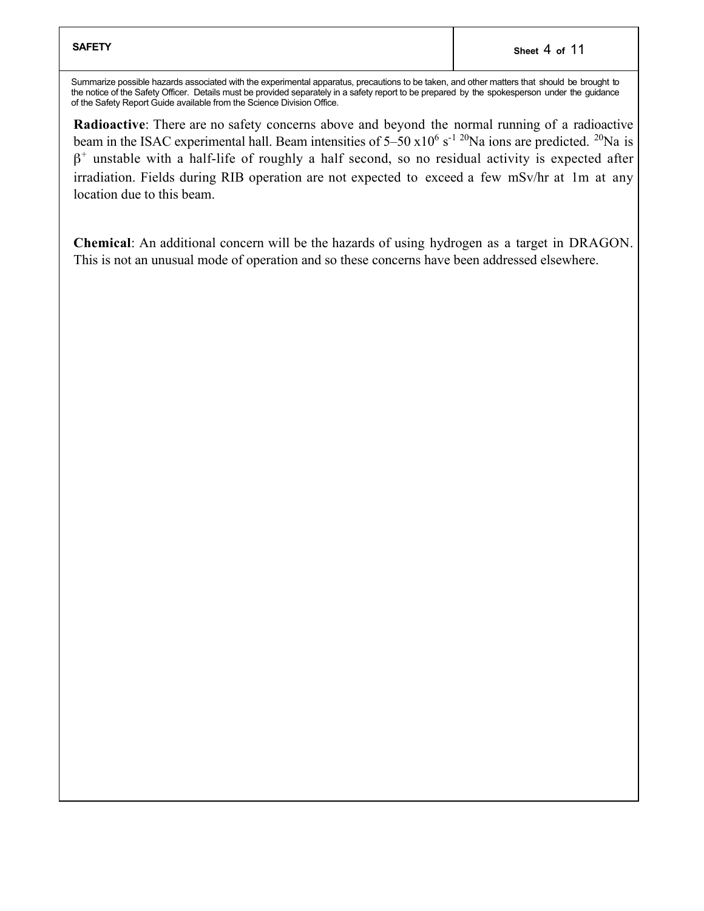**SAFETY**

Summarize possible hazards associated with the experimental apparatus, precautions to be taken, and other matters that should be brought to the notice of the Safety Officer. Details must be provided separately in a safety report to be prepared by the spokesperson under the guidance of the Safety Report Guide available from the Science Division Office.

**Radioactive**: There are no safety concerns above and beyond the normal running of a radioactive beam in the ISAC experimental hall. Beam intensities of 5–50 $\times 10^6$ $s^{-1}$ $^{20}$Na ions are predicted. $^{20}$Na is $\beta^+$ unstable with a half-life of roughly a half second, so no residual activity is expected after irradiation. Fields during RIB operation are not expected to exceed a few mSv/hr at 1m at any location due to this beam.

**Chemical**: An additional concern will be the hazards of using hydrogen as a target in DRAGON. This is not an unusual mode of operation and so these concerns have been addressed elsewhere.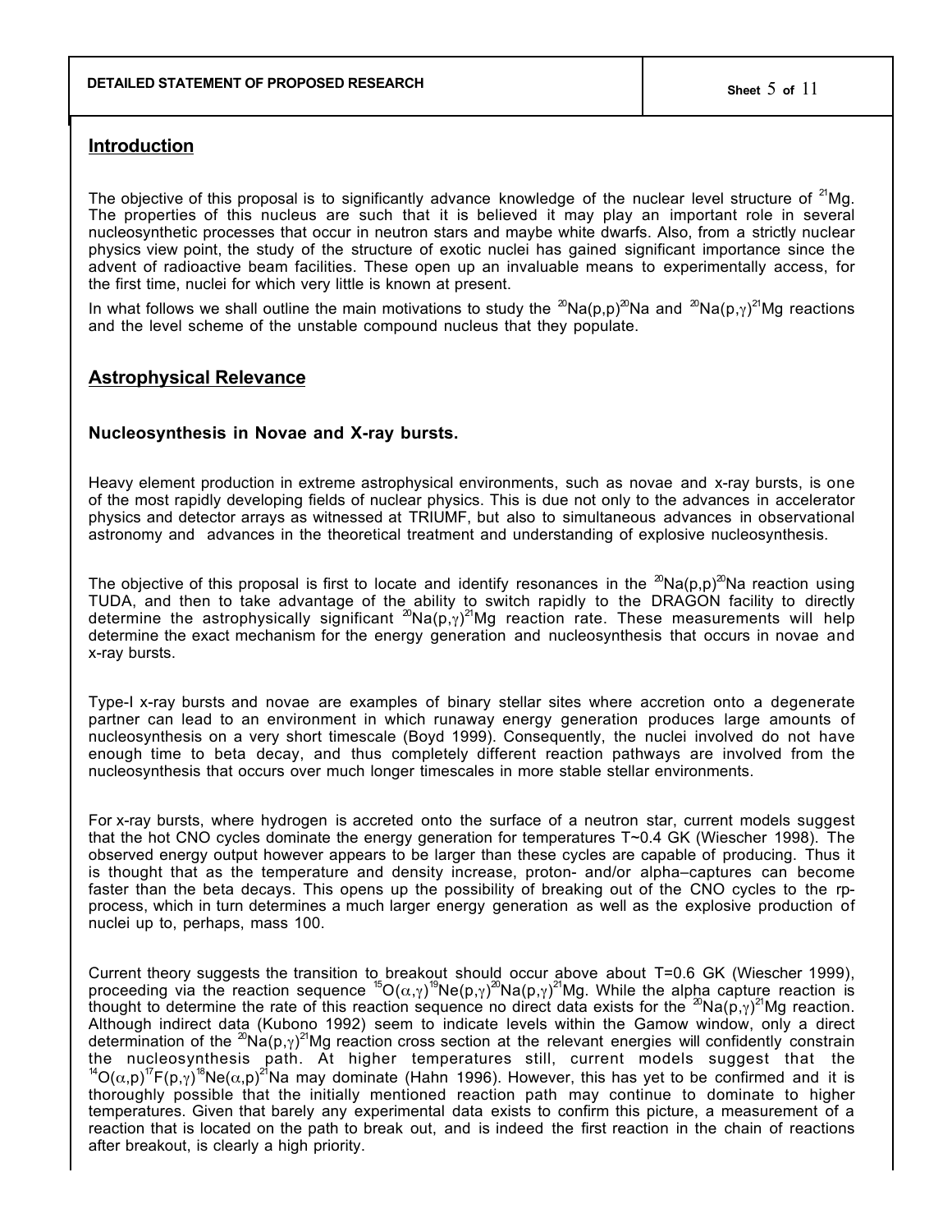## Introduction

The objective of this proposal is to significantly advance knowledge of the nuclear level structure of $^{21}$Mg. The properties of this nucleus are such that it is believed it may play an important role in several nucleosynthetic processes that occur in neutron stars and maybe white dwarfs. Also, from a strictly nuclear physics view point, the study of the structure of exotic nuclei has gained significant importance since the advent of radioactive beam facilities. These open up an invaluable means to experimentally access, for the first time, nuclei for which very little is known at present.

In what follows we shall outline the main motivations to study the $^{20}$Na(p,p)$^{20}$Na and $^{20}$Na(p,$\gamma$)$^{21}$Mg reactions and the level scheme of the unstable compound nucleus that they populate.

## Astrophysical Relevance

### Nucleosynthesis in Novae and X-ray bursts.

Heavy element production in extreme astrophysical environments, such as novae and x-ray bursts, is one of the most rapidly developing fields of nuclear physics. This is due not only to the advances in accelerator physics and detector arrays as witnessed at TRIUMF, but also to simultaneous advances in observational astronomy and advances in the theoretical treatment and understanding of explosive nucleosynthesis.

The objective of this proposal is first to locate and identify resonances in the $^{20}$Na(p,p)$^{20}$Na reaction using TUDA, and then to take advantage of the ability to switch rapidly to the DRAGON facility to directly determine the astrophysically significant $^{20}$Na(p,$\gamma$)$^{21}$Mg reaction rate. These measurements will help determine the exact mechanism for the energy generation and nucleosynthesis that occurs in novae and x-ray bursts.

Type-I x-ray bursts and novae are examples of binary stellar sites where accretion onto a degenerate partner can lead to an environment in which runaway energy generation produces large amounts of nucleosynthesis on a very short timescale (Boyd 1999). Consequently, the nuclei involved do not have enough time to beta decay, and thus completely different reaction pathways are involved from the nucleosynthesis that occurs over much longer timescales in more stable stellar environments.

For x-ray bursts, where hydrogen is accreted onto the surface of a neutron star, current models suggest that the hot CNO cycles dominate the energy generation for temperatures T~0.4 GK (Wiescher 1998). The observed energy output however appears to be larger than these cycles are capable of producing. Thus it is thought that as the temperature and density increase, proton- and/or alpha–captures can become faster than the beta decays. This opens up the possibility of breaking out of the CNO cycles to the rp-process, which in turn determines a much larger energy generation as well as the explosive production of nuclei up to, perhaps, mass 100.

Current theory suggests the transition to breakout should occur above about T=0.6 GK (Wiescher 1999), proceeding via the reaction sequence $^{15}$O($\alpha$,$\gamma$)$^{19}$Ne(p,$\gamma$)$^{20}$Na(p,$\gamma$)$^{21}$Mg. While the alpha capture reaction is thought to determine the rate of this reaction sequence no direct data exists for the $^{20}$Na(p,$\gamma$)$^{21}$Mg reaction. Although indirect data (Kubono 1992) seem to indicate levels within the Gamow window, only a direct determination of the $^{20}$Na(p,$\gamma$)$^{21}$Mg reaction cross section at the relevant energies will confidently constrain the nucleosynthesis path. At higher temperatures still, current models suggest that the $^{14}$O($\alpha$,p)$^{17}$F(p,$\gamma$)$^{18}$Ne($\alpha$,p)$^{21}$Na may dominate (Hahn 1996). However, this has yet to be confirmed and it is thoroughly possible that the initially mentioned reaction path may continue to dominate to higher temperatures. Given that barely any experimental data exists to confirm this picture, a measurement of a reaction that is located on the path to break out, and is indeed the first reaction in the chain of reactions after breakout, is clearly a high priority.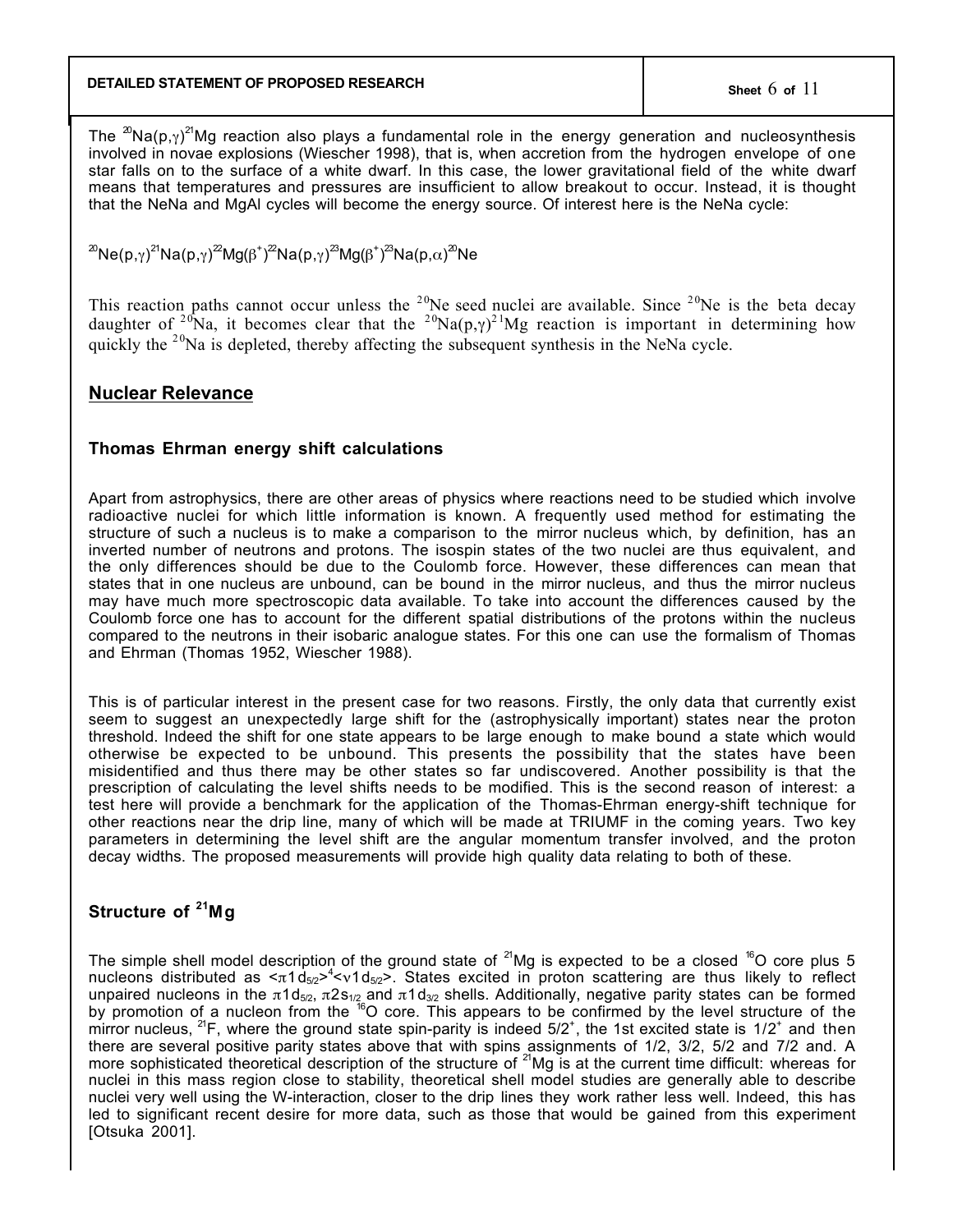The $^{20}Na(p,\gamma)^{21}Mg$ reaction also plays a fundamental role in the energy generation and nucleosynthesis involved in novae explosions (Wiescher 1998), that is, when accretion from the hydrogen envelope of one star falls on to the surface of a white dwarf. In this case, the lower gravitational field of the white dwarf means that temperatures and pressures are insufficient to allow breakout to occur. Instead, it is thought that the NeNa and MgAl cycles will become the energy source. Of interest here is the NeNa cycle:

$^{20}Ne(p,\gamma)^{21}Na(p,\gamma)^{22}Mg(\beta^{+})^{22}Na(p,\gamma)^{23}Mg(\beta^{+})^{23}Na(p,\alpha)^{20}Ne$

This reaction paths cannot occur unless the $^{20}Ne$ seed nuclei are available. Since $^{20}Ne$ is the beta decay daughter of $^{20}Na$, it becomes clear that the $^{20}Na(p,\gamma)^{21}Mg$ reaction is important in determining how quickly the $^{20}Na$ is depleted, thereby affecting the subsequent synthesis in the NeNa cycle.

## Nuclear Relevance

### Thomas Ehrman energy shift calculations

Apart from astrophysics, there are other areas of physics where reactions need to be studied which involve radioactive nuclei for which little information is known. A frequently used method for estimating the structure of such a nucleus is to make a comparison to the mirror nucleus which, by definition, has an inverted number of neutrons and protons. The isospin states of the two nuclei are thus equivalent, and the only differences should be due to the Coulomb force. However, these differences can mean that states that in one nucleus are unbound, can be bound in the mirror nucleus, and thus the mirror nucleus may have much more spectroscopic data available. To take into account the differences caused by the Coulomb force one has to account for the different spatial distributions of the protons within the nucleus compared to the neutrons in their isobaric analogue states. For this one can use the formalism of Thomas and Ehrman (Thomas 1952, Wiescher 1988).

This is of particular interest in the present case for two reasons. Firstly, the only data that currently exist seem to suggest an unexpectedly large shift for the (astrophysically important) states near the proton threshold. Indeed the shift for one state appears to be large enough to make bound a state which would otherwise be expected to be unbound. This presents the possibility that the states have been misidentified and thus there may be other states so far undiscovered. Another possibility is that the prescription of calculating the level shifts needs to be modified. This is the second reason of interest: a test here will provide a benchmark for the application of the Thomas-Ehrman energy-shift technique for other reactions near the drip line, many of which will be made at TRIUMF in the coming years. Two key parameters in determining the level shift are the angular momentum transfer involved, and the proton decay widths. The proposed measurements will provide high quality data relating to both of these.

### Structure of $^{21}Mg$

The simple shell model description of the ground state of $^{21}Mg$ is expected to be a closed $^{16}O$ core plus 5 nucleons distributed as $<\pi 1d_{5/2}>^{4}<\nu 1d_{5/2}>$. States excited in proton scattering are thus likely to reflect unpaired nucleons in the $\pi 1d_{5/2}$, $\pi 2s_{1/2}$ and $\pi 1d_{3/2}$ shells. Additionally, negative parity states can be formed by promotion of a nucleon from the $^{16}O$ core. This appears to be confirmed by the level structure of the mirror nucleus, $^{21}F$, where the ground state spin-parity is indeed $5/2^{+}$, the 1st excited state is $1/2^{+}$ and then there are several positive parity states above that with spins assignments of 1/2, 3/2, 5/2 and 7/2 and. A more sophisticated theoretical description of the structure of $^{21}Mg$ is at the current time difficult: whereas for nuclei in this mass region close to stability, theoretical shell model studies are generally able to describe nuclei very well using the W-interaction, closer to the drip lines they work rather less well. Indeed, this has led to significant recent desire for more data, such as those that would be gained from this experiment [Otsuka 2001].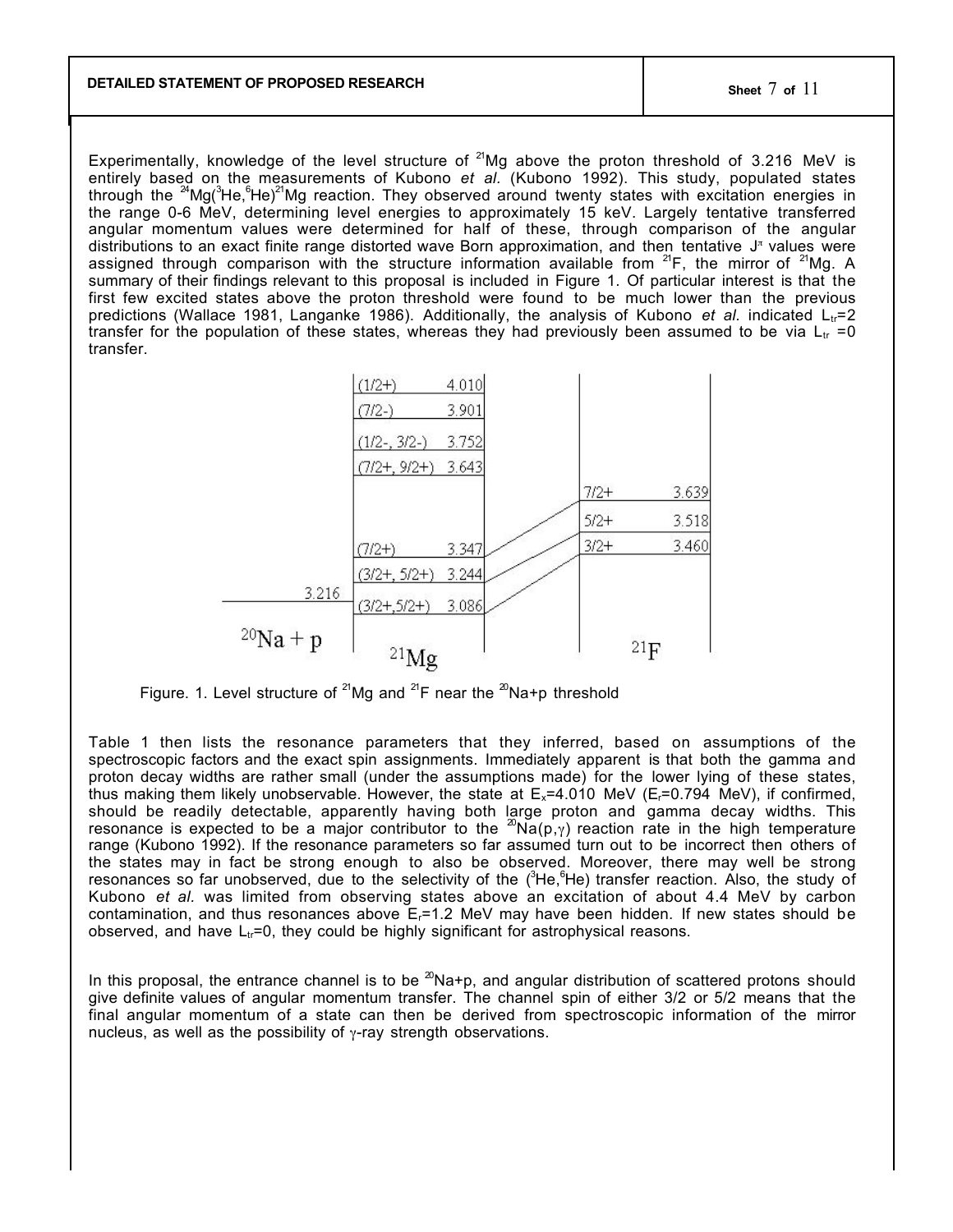**DETAILED STATEMENT OF PROPOSED RESEARCH**

Experimentally, knowledge of the level structure of $^{21}$Mg above the proton threshold of 3.216 MeV is entirely based on the measurements of Kubono *et al.* (Kubono 1992). This study, populated states through the $^{24}$Mg($^{3}$He,$^{6}$He)$^{21}$Mg reaction. They observed around twenty states with excitation energies in the range 0-6 MeV, determining level energies to approximately 15 keV. Largely tentative transferred angular momentum values were determined for half of these, through comparison of the angular distributions to an exact finite range distorted wave Born approximation, and then tentative $J^{\pi}$ values were assigned through comparison with the structure information available from $^{21}$F, the mirror of $^{21}$Mg. A summary of their findings relevant to this proposal is included in Figure 1. Of particular interest is that the first few excited states above the proton threshold were found to be much lower than the previous predictions (Wallace 1981, Langanke 1986). Additionally, the analysis of Kubono *et al.* indicated $L_{tr}$=2 transfer for the population of these states, whereas they had previously been assumed to be via $L_{tr}$ =0 transfer.

Figure. 1. Level structure of $^{21}$Mg and $^{21}$F near the $^{20}$Na+p threshold

Table 1 then lists the resonance parameters that they inferred, based on assumptions of the spectroscopic factors and the exact spin assignments. Immediately apparent is that both the gamma and proton decay widths are rather small (under the assumptions made) for the lower lying of these states, thus making them likely unobservable. However, the state at $E_x$=4.010 MeV ($E_r$=0.794 MeV), if confirmed, should be readily detectable, apparently having both large proton and gamma decay widths. This resonance is expected to be a major contributor to the $^{20}$Na(p,$\gamma$) reaction rate in the high temperature range (Kubono 1992). If the resonance parameters so far assumed turn out to be incorrect then others of the states may in fact be strong enough to also be observed. Moreover, there may well be strong resonances so far unobserved, due to the selectivity of the ($^{3}$He,$^{6}$He) transfer reaction. Also, the study of Kubono *et al.* was limited from observing states above an excitation of about 4.4 MeV by carbon contamination, and thus resonances above $E_r$=1.2 MeV may have been hidden. If new states should be observed, and have $L_{tr}$=0, they could be highly significant for astrophysical reasons.

In this proposal, the entrance channel is to be $^{20}$Na+p, and angular distribution of scattered protons should give definite values of angular momentum transfer. The channel spin of either 3/2 or 5/2 means that the final angular momentum of a state can then be derived from spectroscopic information of the mirror nucleus, as well as the possibility of $\gamma$-ray strength observations.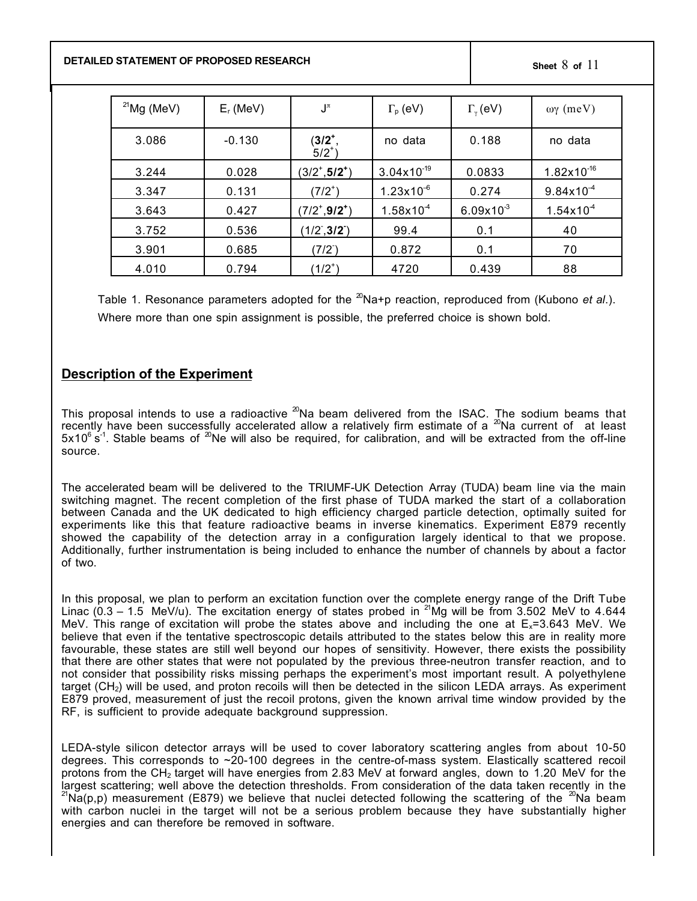| $^{21}$Mg (MeV) | $E_r$ (MeV) | $J^\pi$ | $\Gamma_p$ (eV) | $\Gamma_\gamma$ (eV) | $\omega\gamma$ (meV) |
|---|---|---|---|---|---|
| 3.086 | -0.130 | (**$3/2^+$**, $5/2^+$) | no data | 0.188 | no data |
| 3.244 | 0.028 | ($3/2^+$,**$5/2^+$**) | $3.04\times10^{-19}$ | 0.0833 | $1.82\times10^{-16}$ |
| 3.347 | 0.131 | ($7/2^+$) | $1.23\times10^{-6}$ | 0.274 | $9.84\times10^{-4}$ |
| 3.643 | 0.427 | ($7/2^+$,**$9/2^+$**) | $1.58\times10^{-4}$ | $6.09\times10^{-3}$ | $1.54\times10^{-4}$ |
| 3.752 | 0.536 | ($1/2^-$,**$3/2^-$**) | 99.4 | 0.1 | 40 |
| 3.901 | 0.685 | ($7/2^-$) | 0.872 | 0.1 | 70 |
| 4.010 | 0.794 | ($1/2^+$) | 4720 | 0.439 | 88 |

Table 1. Resonance parameters adopted for the $^{20}$Na+p reaction, reproduced from (Kubono *et al.*). Where more than one spin assignment is possible, the preferred choice is shown bold.

## Description of the Experiment

This proposal intends to use a radioactive $^{20}$Na beam delivered from the ISAC. The sodium beams that recently have been successfully accelerated allow a relatively firm estimate of a $^{20}$Na current of at least $5\times10^6$ s$^{-1}$. Stable beams of $^{20}$Ne will also be required, for calibration, and will be extracted from the off-line source.

The accelerated beam will be delivered to the TRIUMF-UK Detection Array (TUDA) beam line via the main switching magnet. The recent completion of the first phase of TUDA marked the start of a collaboration between Canada and the UK dedicated to high efficiency charged particle detection, optimally suited for experiments like this that feature radioactive beams in inverse kinematics. Experiment E879 recently showed the capability of the detection array in a configuration largely identical to that we propose. Additionally, further instrumentation is being included to enhance the number of channels by about a factor of two.

In this proposal, we plan to perform an excitation function over the complete energy range of the Drift Tube Linac (0.3 – 1.5 MeV/u). The excitation energy of states probed in $^{21}$Mg will be from 3.502 MeV to 4.644 MeV. This range of excitation will probe the states above and including the one at $E_x$=3.643 MeV. We believe that even if the tentative spectroscopic details attributed to the states below this are in reality more favourable, these states are still well beyond our hopes of sensitivity. However, there exists the possibility that there are other states that were not populated by the previous three-neutron transfer reaction, and to not consider that possibility risks missing perhaps the experiment's most important result. A polyethylene target ($CH_2$) will be used, and proton recoils will then be detected in the silicon LEDA arrays. As experiment E879 proved, measurement of just the recoil protons, given the known arrival time window provided by the RF, is sufficient to provide adequate background suppression.

LEDA-style silicon detector arrays will be used to cover laboratory scattering angles from about 10-50 degrees. This corresponds to ~20-100 degrees in the centre-of-mass system. Elastically scattered recoil protons from the $CH_2$ target will have energies from 2.83 MeV at forward angles, down to 1.20 MeV for the largest scattering; well above the detection thresholds. From consideration of the data taken recently in the $^{21}$Na(p,p) measurement (E879) we believe that nuclei detected following the scattering of the $^{20}$Na beam with carbon nuclei in the target will not be a serious problem because they have substantially higher energies and can therefore be removed in software.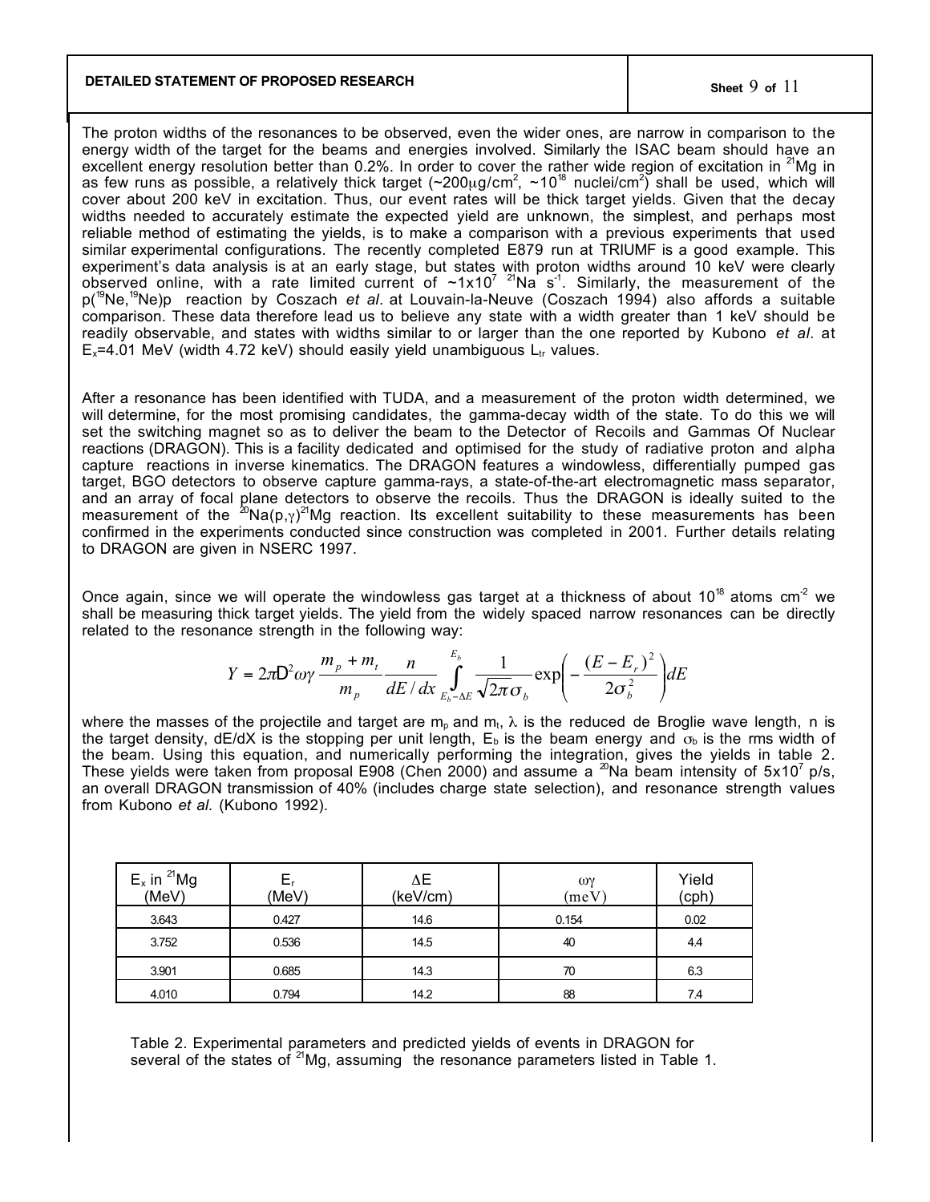**DETAILED STATEMENT OF PROPOSED RESEARCH**

The proton widths of the resonances to be observed, even the wider ones, are narrow in comparison to the energy width of the target for the beams and energies involved. Similarly the ISAC beam should have an excellent energy resolution better than 0.2%. In order to cover the rather wide region of excitation in $^{21}$Mg in as few runs as possible, a relatively thick target (~200μg/cm$^2$, ~10$^{18}$ nuclei/cm$^2$) shall be used, which will cover about 200 keV in excitation. Thus, our event rates will be thick target yields. Given that the decay widths needed to accurately estimate the expected yield are unknown, the simplest, and perhaps most reliable method of estimating the yields, is to make a comparison with a previous experiments that used similar experimental configurations. The recently completed E879 run at TRIUMF is a good example. This experiment's data analysis is at an early stage, but states with proton widths around 10 keV were clearly observed online, with a rate limited current of ~1x10$^7$ $^{21}$Na s$^{-1}$. Similarly, the measurement of the p($^{19}$Ne,$^{19}$Ne)p reaction by Coszach *et al*. at Louvain-la-Neuve (Coszach 1994) also affords a suitable comparison. These data therefore lead us to believe any state with a width greater than 1 keV should be readily observable, and states with widths similar to or larger than the one reported by Kubono *et al.* at $E_x$=4.01 MeV (width 4.72 keV) should easily yield unambiguous $L_{tr}$ values.

After a resonance has been identified with TUDA, and a measurement of the proton width determined, we will determine, for the most promising candidates, the gamma-decay width of the state. To do this we will set the switching magnet so as to deliver the beam to the Detector of Recoils and Gammas Of Nuclear reactions (DRAGON). This is a facility dedicated and optimised for the study of radiative proton and alpha capture reactions in inverse kinematics. The DRAGON features a windowless, differentially pumped gas target, BGO detectors to observe capture gamma-rays, a state-of-the-art electromagnetic mass separator, and an array of focal plane detectors to observe the recoils. Thus the DRAGON is ideally suited to the measurement of the $^{20}$Na(p,γ)$^{21}$Mg reaction. Its excellent suitability to these measurements has been confirmed in the experiments conducted since construction was completed in 2001. Further details relating to DRAGON are given in NSERC 1997.

Once again, since we will operate the windowless gas target at a thickness of about 10$^{18}$ atoms cm$^{-2}$ we shall be measuring thick target yields. The yield from the widely spaced narrow resonances can be directly related to the resonance strength in the following way:

$$Y = 2\pi \lambda^2 \omega\gamma \frac{m_p + m_t}{m_p} \frac{n}{dE/dx} \int_{E_b - \Delta E}^{E_b} \frac{1}{\sqrt{2\pi}\sigma_b} \exp\left(-\frac{(E-E_r)^2}{2\sigma_b^2}\right) dE$$

where the masses of the projectile and target are $m_p$ and $m_t$, λ is the reduced de Broglie wave length, n is the target density, dE/dX is the stopping per unit length, $E_b$ is the beam energy and $\sigma_b$ is the rms width of the beam. Using this equation, and numerically performing the integration, gives the yields in table 2. These yields were taken from proposal E908 (Chen 2000) and assume a $^{20}$Na beam intensity of 5x10$^7$ p/s, an overall DRAGON transmission of 40% (includes charge state selection), and resonance strength values from Kubono *et al.* (Kubono 1992).

| $E_x$ in $^{21}$Mg (MeV) | $E_r$ (MeV) | ΔE (keV/cm) | ωγ (meV) | Yield (cph) |
|---|---|---|---|---|
| 3.643 | 0.427 | 14.6 | 0.154 | 0.02 |
| 3.752 | 0.536 | 14.5 | 40 | 4.4 |
| 3.901 | 0.685 | 14.3 | 70 | 6.3 |
| 4.010 | 0.794 | 14.2 | 88 | 7.4 |

Table 2. Experimental parameters and predicted yields of events in DRAGON for several of the states of $^{21}$Mg, assuming the resonance parameters listed in Table 1.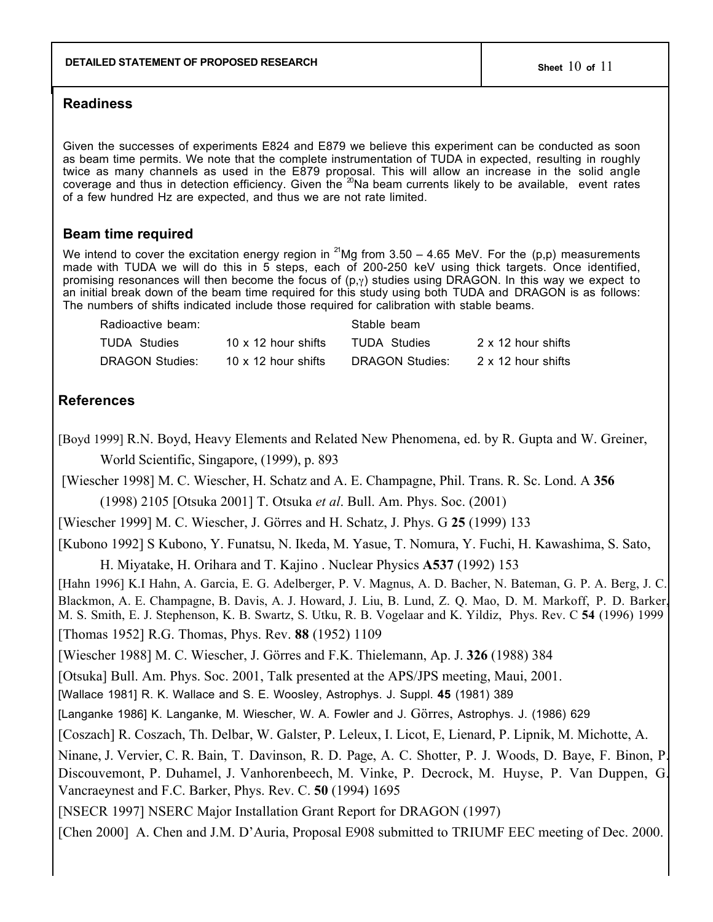## Readiness

Given the successes of experiments E824 and E879 we believe this experiment can be conducted as soon as beam time permits. We note that the complete instrumentation of TUDA in expected, resulting in roughly twice as many channels as used in the E879 proposal. This will allow an increase in the solid angle coverage and thus in detection efficiency. Given the $^{20}$Na beam currents likely to be available, event rates of a few hundred Hz are expected, and thus we are not rate limited.

## Beam time required

We intend to cover the excitation energy region in $^{21}$Mg from 3.50 – 4.65 MeV. For the (p,p) measurements made with TUDA we will do this in 5 steps, each of 200-250 keV using thick targets. Once identified, promising resonances will then become the focus of (p,$\gamma$) studies using DRAGON. In this way we expect to an initial break down of the beam time required for this study using both TUDA and DRAGON is as follows: The numbers of shifts indicated include those required for calibration with stable beams.

| Radioactive beam: | | Stable beam | |
|---|---|---|---|
| TUDA Studies | 10 x 12 hour shifts | TUDA Studies | 2 x 12 hour shifts |
| DRAGON Studies: | 10 x 12 hour shifts | DRAGON Studies: | 2 x 12 hour shifts |

## References

[Boyd 1999] R.N. Boyd, Heavy Elements and Related New Phenomena, ed. by R. Gupta and W. Greiner, World Scientific, Singapore, (1999), p. 893

[Wiescher 1998] M. C. Wiescher, H. Schatz and A. E. Champagne, Phil. Trans. R. Sc. Lond. A **356** (1998) 2105 [Otsuka 2001] T. Otsuka *et al*. Bull. Am. Phys. Soc. (2001)

[Wiescher 1999] M. C. Wiescher, J. Görres and H. Schatz, J. Phys. G **25** (1999) 133

[Kubono 1992] S Kubono, Y. Funatsu, N. Ikeda, M. Yasue, T. Nomura, Y. Fuchi, H. Kawashima, S. Sato, H. Miyatake, H. Orihara and T. Kajino . Nuclear Physics **A537** (1992) 153

[Hahn 1996] K.I Hahn, A. Garcia, E. G. Adelberger, P. V. Magnus, A. D. Bacher, N. Bateman, G. P. A. Berg, J. C. Blackmon, A. E. Champagne, B. Davis, A. J. Howard, J. Liu, B. Lund, Z. Q. Mao, D. M. Markoff, P. D. Barker, M. S. Smith, E. J. Stephenson, K. B. Swartz, S. Utku, R. B. Vogelaar and K. Yildiz, Phys. Rev. C **54** (1996) 1999

[Thomas 1952] R.G. Thomas, Phys. Rev. **88** (1952) 1109

[Wiescher 1988] M. C. Wiescher, J. Görres and F.K. Thielemann, Ap. J. **326** (1988) 384

[Otsuka] Bull. Am. Phys. Soc. 2001, Talk presented at the APS/JPS meeting, Maui, 2001.

[Wallace 1981] R. K. Wallace and S. E. Woosley, Astrophys. J. Suppl. **45** (1981) 389

[Langanke 1986] K. Langanke, M. Wiescher, W. A. Fowler and J. Görres, Astrophys. J. (1986) 629

[Coszach] R. Coszach, Th. Delbar, W. Galster, P. Leleux, I. Licot, E, Lienard, P. Lipnik, M. Michotte, A. Ninane, J. Vervier, C. R. Bain, T. Davinson, R. D. Page, A. C. Shotter, P. J. Woods, D. Baye, F. Binon, P. Discouvemont, P. Duhamel, J. Vanhorenbeech, M. Vinke, P. Decrock, M. Huyse, P. Van Duppen, G. Vancraeynest and F.C. Barker, Phys. Rev. C. **50** (1994) 1695

[NSECR 1997] NSERC Major Installation Grant Report for DRAGON (1997)

[Chen 2000] A. Chen and J.M. D'Auria, Proposal E908 submitted to TRIUMF EEC meeting of Dec. 2000.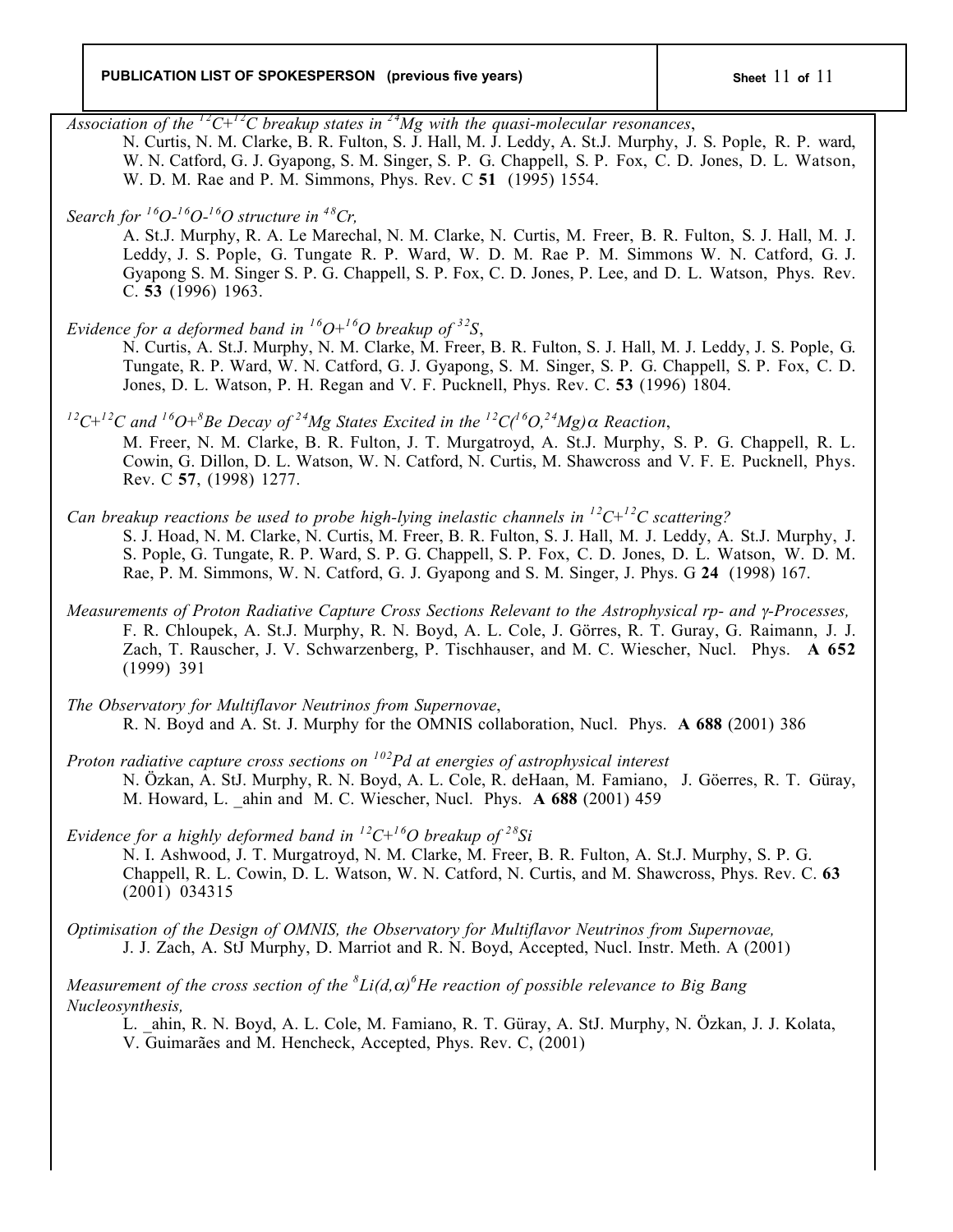# PUBLICATION LIST OF SPOKESPERSON (previous five years)

*Association of the $^{12}C$+$^{12}C$ breakup states in $^{24}Mg$ with the quasi-molecular resonances*,
N. Curtis, N. M. Clarke, B. R. Fulton, S. J. Hall, M. J. Leddy, A. St.J. Murphy, J. S. Pople, R. P. ward, W. N. Catford, G. J. Gyapong, S. M. Singer, S. P. G. Chappell, S. P. Fox, C. D. Jones, D. L. Watson, W. D. M. Rae and P. M. Simmons, Phys. Rev. C **51** (1995) 1554.

*Search for $^{16}O$-$^{16}O$-$^{16}O$ structure in $^{48}Cr$,*
A. St.J. Murphy, R. A. Le Marechal, N. M. Clarke, N. Curtis, M. Freer, B. R. Fulton, S. J. Hall, M. J. Leddy, J. S. Pople, G. Tungate R. P. Ward, W. D. M. Rae P. M. Simmons W. N. Catford, G. J. Gyapong S. M. Singer S. P. G. Chappell, S. P. Fox, C. D. Jones, P. Lee, and D. L. Watson, Phys. Rev. C. **53** (1996) 1963.

*Evidence for a deformed band in $^{16}O$+$^{16}O$ breakup of $^{32}S$*,
N. Curtis, A. St.J. Murphy, N. M. Clarke, M. Freer, B. R. Fulton, S. J. Hall, M. J. Leddy, J. S. Pople, G. Tungate, R. P. Ward, W. N. Catford, G. J. Gyapong, S. M. Singer, S. P. G. Chappell, S. P. Fox, C. D. Jones, D. L. Watson, P. H. Regan and V. F. Pucknell, Phys. Rev. C. **53** (1996) 1804.

*$^{12}C$+$^{12}C$ and $^{16}O$+$^{8}Be$ Decay of $^{24}Mg$ States Excited in the $^{12}C(^{16}O,^{24}Mg)\alpha$ Reaction*,
M. Freer, N. M. Clarke, B. R. Fulton, J. T. Murgatroyd, A. St.J. Murphy, S. P. G. Chappell, R. L. Cowin, G. Dillon, D. L. Watson, W. N. Catford, N. Curtis, M. Shawcross and V. F. E. Pucknell, Phys. Rev. C **57**, (1998) 1277.

*Can breakup reactions be used to probe high-lying inelastic channels in $^{12}C$+$^{12}C$ scattering?*
S. J. Hoad, N. M. Clarke, N. Curtis, M. Freer, B. R. Fulton, S. J. Hall, M. J. Leddy, A. St.J. Murphy, J. S. Pople, G. Tungate, R. P. Ward, S. P. G. Chappell, S. P. Fox, C. D. Jones, D. L. Watson, W. D. M. Rae, P. M. Simmons, W. N. Catford, G. J. Gyapong and S. M. Singer, J. Phys. G **24** (1998) 167.

*Measurements of Proton Radiative Capture Cross Sections Relevant to the Astrophysical rp- and γ-Processes,*
F. R. Chloupek, A. St.J. Murphy, R. N. Boyd, A. L. Cole, J. Görres, R. T. Guray, G. Raimann, J. J. Zach, T. Rauscher, J. V. Schwarzenberg, P. Tischhauser, and M. C. Wiescher, Nucl. Phys. **A 652** (1999) 391

*The Observatory for Multiflavor Neutrinos from Supernovae*,
R. N. Boyd and A. St. J. Murphy for the OMNIS collaboration, Nucl. Phys. **A 688** (2001) 386

*Proton radiative capture cross sections on $^{102}Pd$ at energies of astrophysical interest*
N. Özkan, A. StJ. Murphy, R. N. Boyd, A. L. Cole, R. deHaan, M. Famiano, J. Göerres, R. T. Güray, M. Howard, L. _ahin and M. C. Wiescher, Nucl. Phys. **A 688** (2001) 459

*Evidence for a highly deformed band in $^{12}C$+$^{16}O$ breakup of $^{28}Si$*
N. I. Ashwood, J. T. Murgatroyd, N. M. Clarke, M. Freer, B. R. Fulton, A. St.J. Murphy, S. P. G. Chappell, R. L. Cowin, D. L. Watson, W. N. Catford, N. Curtis, and M. Shawcross, Phys. Rev. C. **63** (2001) 034315

*Optimisation of the Design of OMNIS, the Observatory for Multiflavor Neutrinos from Supernovae,*
J. J. Zach, A. StJ Murphy, D. Marriot and R. N. Boyd, Accepted, Nucl. Instr. Meth. A (2001)

*Measurement of the cross section of the $^{8}Li(d,\alpha)^{6}He$ reaction of possible relevance to Big Bang Nucleosynthesis,*
L. _ahin, R. N. Boyd, A. L. Cole, M. Famiano, R. T. Güray, A. StJ. Murphy, N. Özkan, J. J. Kolata, V. Guimarães and M. Hencheck, Accepted, Phys. Rev. C, (2001)